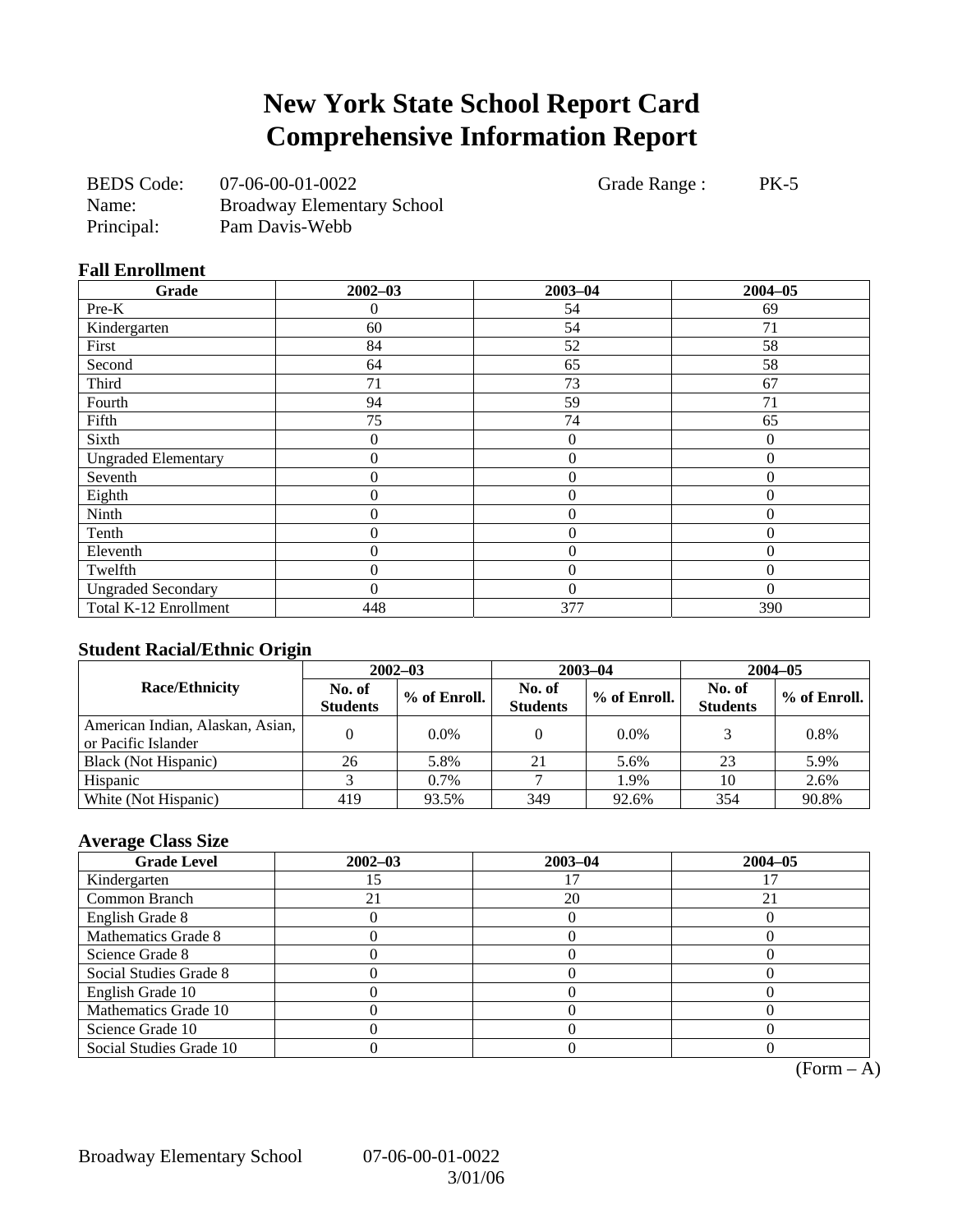# New York State School Report Card
# Comprehensive Information Report

BEDS Code: 07-06-00-01-0022 Grade Range : PK-5
Name: Broadway Elementary School
Principal: Pam Davis-Webb

### Fall Enrollment

| Grade | 2002–03 | 2003–04 | 2004–05 |
|---|---|---|---|
| Pre-K | 0 | 54 | 69 |
| Kindergarten | 60 | 54 | 71 |
| First | 84 | 52 | 58 |
| Second | 64 | 65 | 58 |
| Third | 71 | 73 | 67 |
| Fourth | 94 | 59 | 71 |
| Fifth | 75 | 74 | 65 |
| Sixth | 0 | 0 | 0 |
| Ungraded Elementary | 0 | 0 | 0 |
| Seventh | 0 | 0 | 0 |
| Eighth | 0 | 0 | 0 |
| Ninth | 0 | 0 | 0 |
| Tenth | 0 | 0 | 0 |
| Eleventh | 0 | 0 | 0 |
| Twelfth | 0 | 0 | 0 |
| Ungraded Secondary | 0 | 0 | 0 |
| Total K-12 Enrollment | 448 | 377 | 390 |

### Student Racial/Ethnic Origin

| Race/Ethnicity | 2002–03 | | 2003–04 | | 2004–05 | |
|---|---|---|---|---|---|---|
| | No. of Students | % of Enroll. | No. of Students | % of Enroll. | No. of Students | % of Enroll. |
| American Indian, Alaskan, Asian, or Pacific Islander | 0 | 0.0% | 0 | 0.0% | 3 | 0.8% |
| Black (Not Hispanic) | 26 | 5.8% | 21 | 5.6% | 23 | 5.9% |
| Hispanic | 3 | 0.7% | 7 | 1.9% | 10 | 2.6% |
| White (Not Hispanic) | 419 | 93.5% | 349 | 92.6% | 354 | 90.8% |

### Average Class Size

| Grade Level | 2002–03 | 2003–04 | 2004–05 |
|---|---|---|---|
| Kindergarten | 15 | 17 | 17 |
| Common Branch | 21 | 20 | 21 |
| English Grade 8 | 0 | 0 | 0 |
| Mathematics Grade 8 | 0 | 0 | 0 |
| Science Grade 8 | 0 | 0 | 0 |
| Social Studies Grade 8 | 0 | 0 | 0 |
| English Grade 10 | 0 | 0 | 0 |
| Mathematics Grade 10 | 0 | 0 | 0 |
| Science Grade 10 | 0 | 0 | 0 |
| Social Studies Grade 10 | 0 | 0 | 0 |

(Form – A)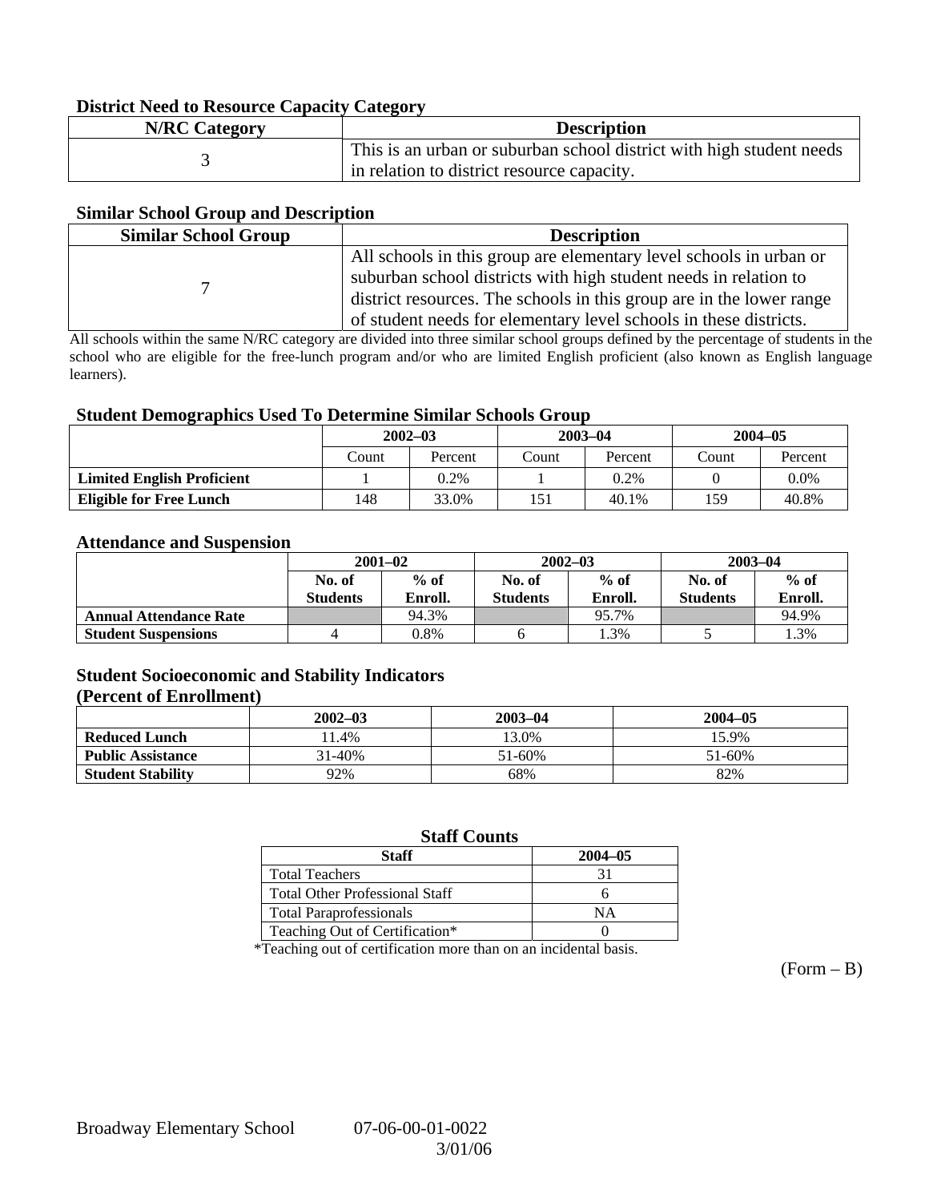### District Need to Resource Capacity Category

| N/RC Category | Description |
|---|---|
| 3 | This is an urban or suburban school district with high student needs in relation to district resource capacity. |

### Similar School Group and Description

| Similar School Group | Description |
|---|---|
| 7 | All schools in this group are elementary level schools in urban or suburban school districts with high student needs in relation to district resources. The schools in this group are in the lower range of student needs for elementary level schools in these districts. |

All schools within the same N/RC category are divided into three similar school groups defined by the percentage of students in the school who are eligible for the free-lunch program and/or who are limited English proficient (also known as English language learners).

### Student Demographics Used To Determine Similar Schools Group

| | 2002–03 | | 2003–04 | | 2004–05 | |
|---|---|---|---|---|---|---|
| | Count | Percent | Count | Percent | Count | Percent |
| **Limited English Proficient** | 1 | 0.2% | 1 | 0.2% | 0 | 0.0% |
| **Eligible for Free Lunch** | 148 | 33.0% | 151 | 40.1% | 159 | 40.8% |

### Attendance and Suspension

| | 2001–02 | | 2002–03 | | 2003–04 | |
|---|---|---|---|---|---|---|
| | No. of Students | % of Enroll. | No. of Students | % of Enroll. | No. of Students | % of Enroll. |
| **Annual Attendance Rate** | | 94.3% | | 95.7% | | 94.9% |
| **Student Suspensions** | 4 | 0.8% | 6 | 1.3% | 5 | 1.3% |

### Student Socioeconomic and Stability Indicators
### (Percent of Enrollment)

| | 2002–03 | 2003–04 | 2004–05 |
|---|---|---|---|
| **Reduced Lunch** | 11.4% | 13.0% | 15.9% |
| **Public Assistance** | 31-40% | 51-60% | 51-60% |
| **Student Stability** | 92% | 68% | 82% |

### Staff Counts

| Staff | 2004–05 |
|---|---|
| Total Teachers | 31 |
| Total Other Professional Staff | 6 |
| Total Paraprofessionals | NA |
| Teaching Out of Certification* | 0 |

*Teaching out of certification more than on an incidental basis.

(Form – B)

Broadway Elementary School 07-06-00-01-0022 3/01/06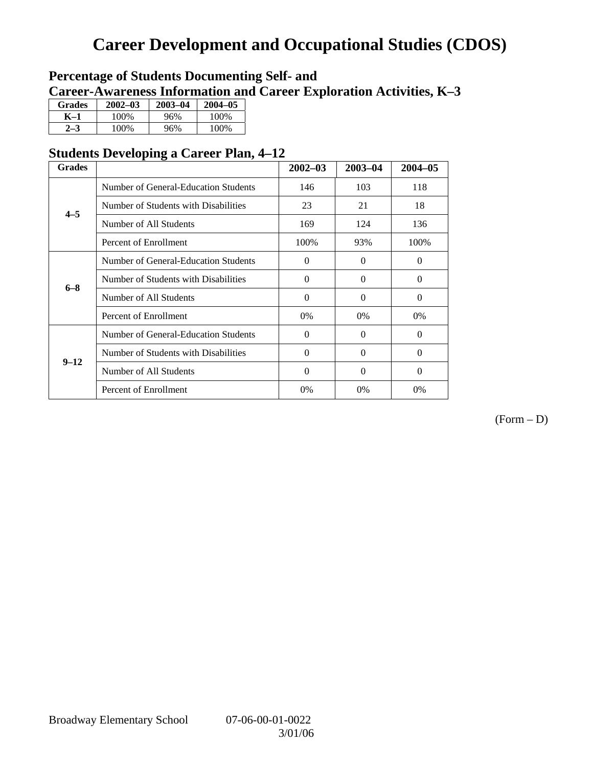# Career Development and Occupational Studies (CDOS)

## Percentage of Students Documenting Self- and Career-Awareness Information and Career Exploration Activities, K–3

| Grades | 2002–03 | 2003–04 | 2004–05 |
|---|---|---|---|
| K–1 | 100% | 96% | 100% |
| 2–3 | 100% | 96% | 100% |

## Students Developing a Career Plan, 4–12

| Grades | | 2002–03 | 2003–04 | 2004–05 |
|---|---|---|---|---|
| 4–5 | Number of General-Education Students | 146 | 103 | 118 |
| | Number of Students with Disabilities | 23 | 21 | 18 |
| | Number of All Students | 169 | 124 | 136 |
| | Percent of Enrollment | 100% | 93% | 100% |
| 6–8 | Number of General-Education Students | 0 | 0 | 0 |
| | Number of Students with Disabilities | 0 | 0 | 0 |
| | Number of All Students | 0 | 0 | 0 |
| | Percent of Enrollment | 0% | 0% | 0% |
| 9–12 | Number of General-Education Students | 0 | 0 | 0 |
| | Number of Students with Disabilities | 0 | 0 | 0 |
| | Number of All Students | 0 | 0 | 0 |
| | Percent of Enrollment | 0% | 0% | 0% |

(Form – D)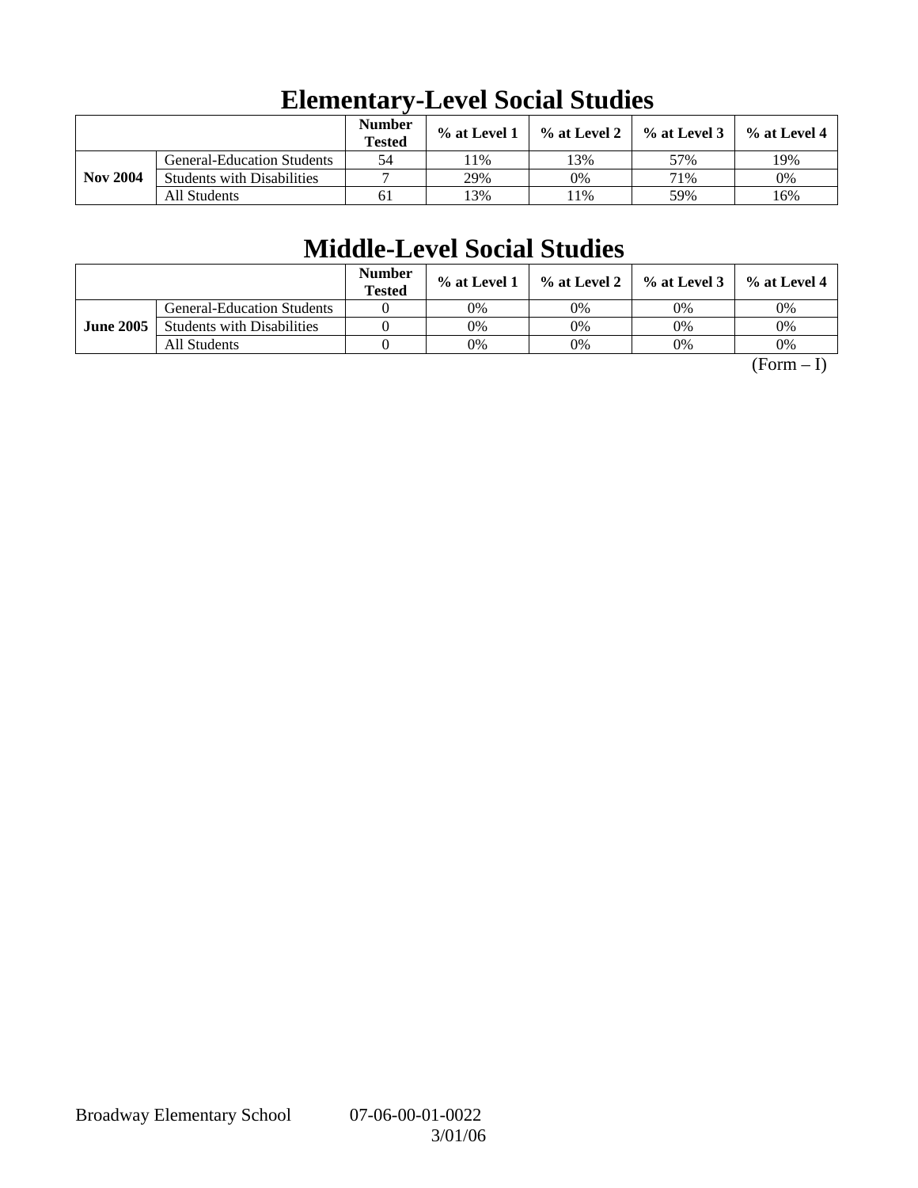# Elementary-Level Social Studies

| | | Number Tested | % at Level 1 | % at Level 2 | % at Level 3 | % at Level 4 |
|---|---|---|---|---|---|---|
| **Nov 2004** | General-Education Students | 54 | 11% | 13% | 57% | 19% |
| | Students with Disabilities | 7 | 29% | 0% | 71% | 0% |
| | All Students | 61 | 13% | 11% | 59% | 16% |

# Middle-Level Social Studies

| | | Number Tested | % at Level 1 | % at Level 2 | % at Level 3 | % at Level 4 |
|---|---|---|---|---|---|---|
| **June 2005** | General-Education Students | 0 | 0% | 0% | 0% | 0% |
| | Students with Disabilities | 0 | 0% | 0% | 0% | 0% |
| | All Students | 0 | 0% | 0% | 0% | 0% |

(Form – I)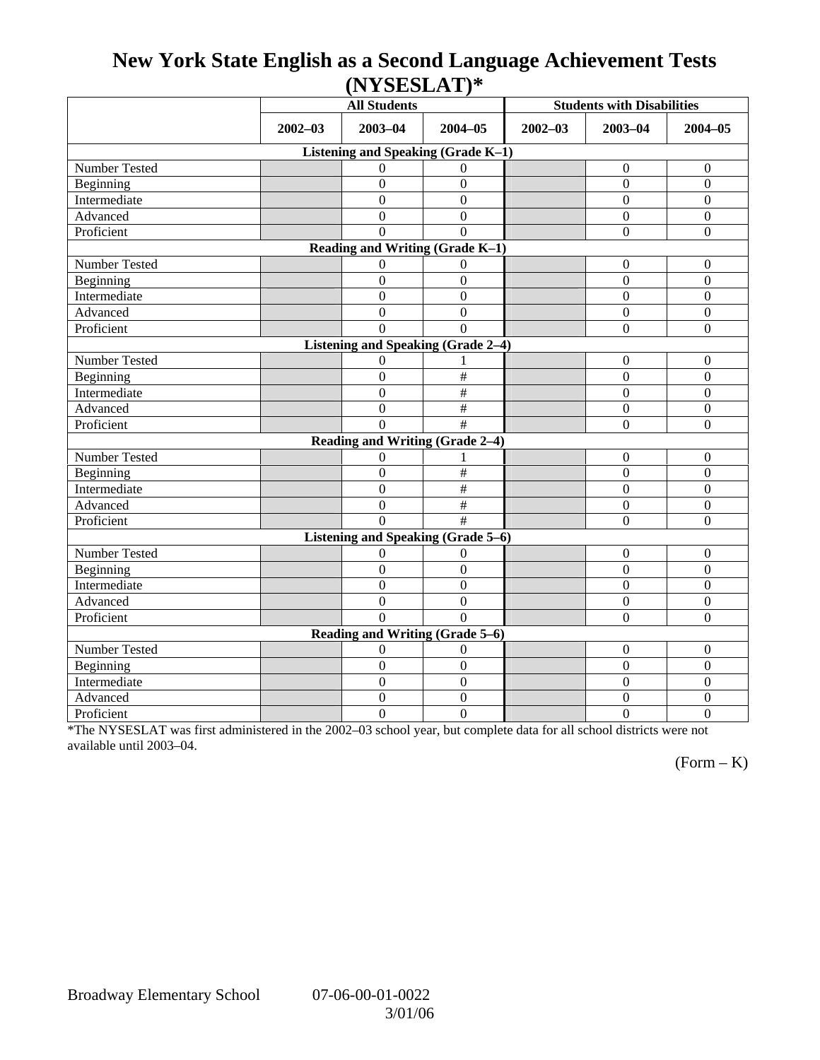# New York State English as a Second Language Achievement Tests (NYSESLAT)*

| | All Students | | | Students with Disabilities | | |
|---|---|---|---|---|---|---|
| | 2002–03 | 2003–04 | 2004–05 | 2002–03 | 2003–04 | 2004–05 |
| **Listening and Speaking (Grade K–1)** | | | | | | |
| Number Tested | | 0 | 0 | | 0 | 0 |
| Beginning | | 0 | 0 | | 0 | 0 |
| Intermediate | | 0 | 0 | | 0 | 0 |
| Advanced | | 0 | 0 | | 0 | 0 |
| Proficient | | 0 | 0 | | 0 | 0 |
| **Reading and Writing (Grade K–1)** | | | | | | |
| Number Tested | | 0 | 0 | | 0 | 0 |
| Beginning | | 0 | 0 | | 0 | 0 |
| Intermediate | | 0 | 0 | | 0 | 0 |
| Advanced | | 0 | 0 | | 0 | 0 |
| Proficient | | 0 | 0 | | 0 | 0 |
| **Listening and Speaking (Grade 2–4)** | | | | | | |
| Number Tested | | 0 | 1 | | 0 | 0 |
| Beginning | | 0 | # | | 0 | 0 |
| Intermediate | | 0 | # | | 0 | 0 |
| Advanced | | 0 | # | | 0 | 0 |
| Proficient | | 0 | # | | 0 | 0 |
| **Reading and Writing (Grade 2–4)** | | | | | | |
| Number Tested | | 0 | 1 | | 0 | 0 |
| Beginning | | 0 | # | | 0 | 0 |
| Intermediate | | 0 | # | | 0 | 0 |
| Advanced | | 0 | # | | 0 | 0 |
| Proficient | | 0 | # | | 0 | 0 |
| **Listening and Speaking (Grade 5–6)** | | | | | | |
| Number Tested | | 0 | 0 | | 0 | 0 |
| Beginning | | 0 | 0 | | 0 | 0 |
| Intermediate | | 0 | 0 | | 0 | 0 |
| Advanced | | 0 | 0 | | 0 | 0 |
| Proficient | | 0 | 0 | | 0 | 0 |
| **Reading and Writing (Grade 5–6)** | | | | | | |
| Number Tested | | 0 | 0 | | 0 | 0 |
| Beginning | | 0 | 0 | | 0 | 0 |
| Intermediate | | 0 | 0 | | 0 | 0 |
| Advanced | | 0 | 0 | | 0 | 0 |
| Proficient | | 0 | 0 | | 0 | 0 |

*The NYSESLAT was first administered in the 2002–03 school year, but complete data for all school districts were not available until 2003–04.

(Form – K)

Broadway Elementary School 07-06-00-01-0022

3/01/06